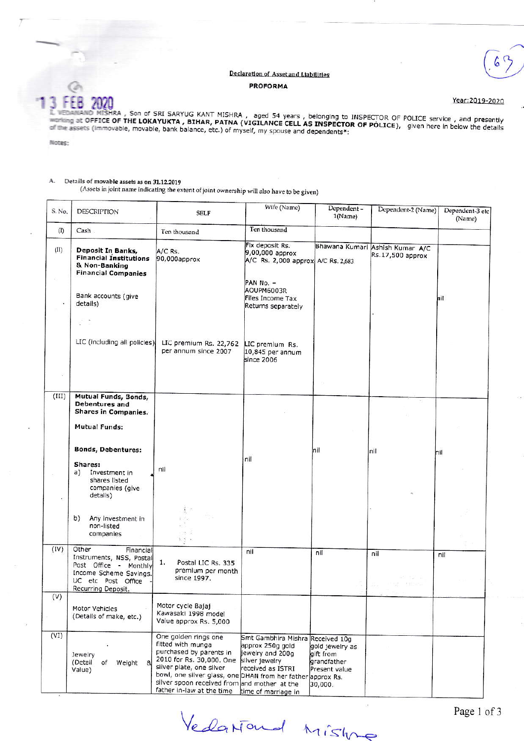(63)

13 FEB 2020

**Declaration of Asset and Liabilities**

**PROFORMA**

Year:2019-2020

I, VEDANAND MISHRA , Son of SRI SARYUG KANT MISHRA , aged 54 years , belonging to INSPECTOR OF POLICE service , and presently working at OFFICE OF THE LOKAYUKTA , BIHAR, PATNA (VIGILANCE CELL AS INSPECTOR OF POLICE), given here in below the details of the assets (immovable, movable, bank balance, etc.) of myself, my spouse and dependents*:

Notes:

A. Details of movable assets as on 31.12.2019
(Assets in joint name indicating the extent of joint ownership will also have to be given)

| S. No. | DESCRIPTION | SELF | Wife (Name) | Dependent - 1(Name) | Dependent-2 (Name) | Dependent-3 etc (Name) |
|---|---|---|---|---|---|---|
| (I) | Cash | Ten thousand | Ten thousand | | | |
| (II) | **Deposit In Banks, Financial Institutions & Non-Banking Financial Companies** <br> Bank accounts (give details) <br> LIC (including all policies) | A/C Rs. 90,000approx <br> LIC premium Rs. 22,762 per annum since 2007 | Fix deposit Rs. 9,00,000 approx <br> A/C Rs. 2,000 approx <br> PAN No. - AOUPM6003R Files Income Tax Returns separately <br> LIC premium Rs. 10,845 per annum since 2006 | Bhawana Kumari A/C Rs. 2,683 | Ashish Kumar A/C Rs.17,500 approx | nil |
| (III) | **Mutual Funds, Bonds, Debentures and Shares in Companies.** <br> **Mutual Funds:** <br> **Bonds, Debentures:** <br> **Shares:** <br> a) Investment in shares listed companies (give details) <br> b) Any investment in non-listed companies | nil | nil | nil | nil | nil |
| (IV) | Other Financial Instruments, NSS, Postal Post Office - Monthly Income Scheme Savings. UC etc Post Office - Recurring Deposit. | 1. Postal LIC Rs. 335 premium per month since 1997. | nil | nil | nil | nil |
| (V) | Motor Vehicles (Details of make, etc.) | Motor cycle Bajaj Kawasaki 1998 model Value approx Rs. 5,000 | | | | |
| (VI) | Jewelry (Detail of Weight & Value) | One golden rings one fitted with munga purchased by parents in 2010 for Rs. 30,000. One silver plate, one silver bowl, one silver glass, one silver spoon received from father in-law at the time | Smt Gambhira Mishra approx 250g gold jewelry and 200g silver jewelry received as ISTRI DHAN from her father and mother at the time of marriage in | Received 10g gold jewelry as gift from grandfather Present value approx Rs. 30,000. | | |

Vedanand Mishra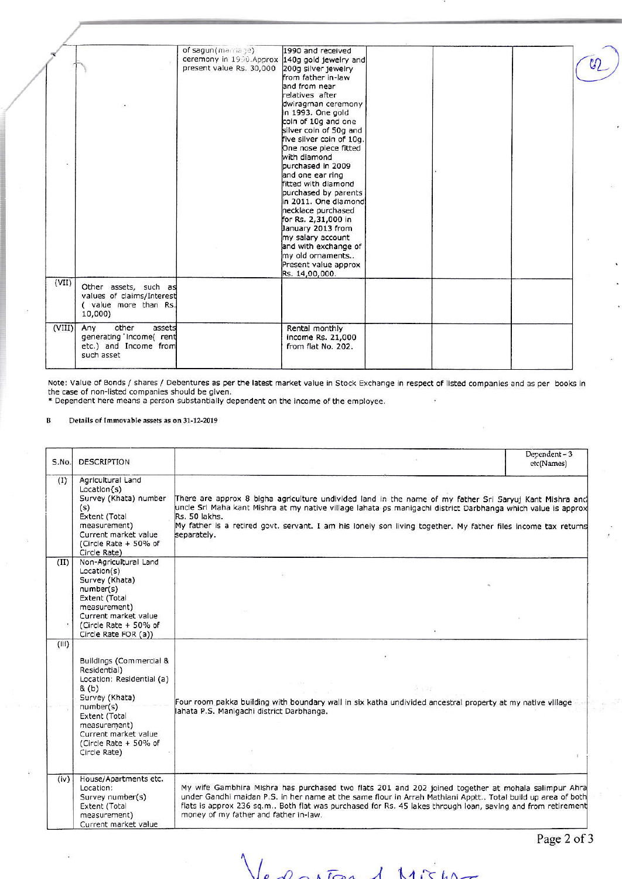|  |  | of sagun(marriage) ceremony in 1990.Approx present value Rs. 30,000 | 1990 and received 140g gold jewelry and 200g silver jewelry from father in-law and from near relatives after dwiragman ceremony in 1993. One gold coin of 10g and one silver coin of 50g and five silver coin of 10g. One nose piece fitted with diamond purchased in 2009 and one ear ring fitted with diamond purchased by parents in 2011. One diamond necklace purchased for Rs. 2,31,000 in January 2013 from my salary account and with exchange of my old ornaments.. Present value approx Rs. 14,00,000. |  |  |  |
|---|---|---|---|---|---|---|
| (VII) | Other assets, such as values of claims/interest ( value more than Rs. 10,000) |  |  |  |  |  |
| (VIII) | Any other assets generating income( rent etc.) and Income from such asset |  | Rental monthly income Rs. 21,000 from flat No. 202. |  |  |  |

Note: Value of Bonds / shares / Debentures as per the latest market value in Stock Exchange in respect of listed companies and as per books in the case of non-listed companies should be given.

* Dependent here means a person substantially dependent on the income of the employee.

**B Details of Immovable assets as on 31-12-2019**

| S.No. | DESCRIPTION |  | Dependent – 3 etc(Names) |
|---|---|---|---|
| (I) | Agricultural Land Location(s) Survey (Khata) number (s) Extent (Total measurement) Current market value (Circle Rate + 50% of Circle Rate) | There are approx 8 bigha agriculture undivided land in the name of my father Sri Saryuj Kant Mishra and uncle Sri Maha kant Mishra at my native village lahata ps manigachi district Darbhanga which value is approx Rs. 50 lakhs. My father is a retired govt. servant. I am his lonely son living together. My father files income tax returns separately. |  |
| (II) | Non-Agricultural Land Location(s) Survey (Khata) number(s) Extent (Total measurement) Current market value (Circle Rate + 50% of Circle Rate FOR (a)) |  |  |
| (III) | Buildings (Commercial & Residential) Location: Residential (a) & (b) Survey (Khata) number(s) Extent (Total measurement) Current market value (Circle Rate + 50% of Circle Rate) | Four room pakka building with boundary wall in six katha undivided ancestral property at my native village lahata P.S. Manigachi district Darbhanga. |  |
| (iv) | House/Apartments etc. Location: Survey number(s) Extent (Total measurement) Current market value | My wife Gambhira Mishra has purchased two flats 201 and 202 joined together at mohala salimpur Ahra under Gandhi maidan P.S. in her name at the same flour in Arrah Mathlani Appt.. Total build up area of both flats is approx 236 sq.m.. Both flat was purchased for Rs. 45 lakes through loan, saving and from retirement money of my father and father in-law. |  |

Vedantand Mishra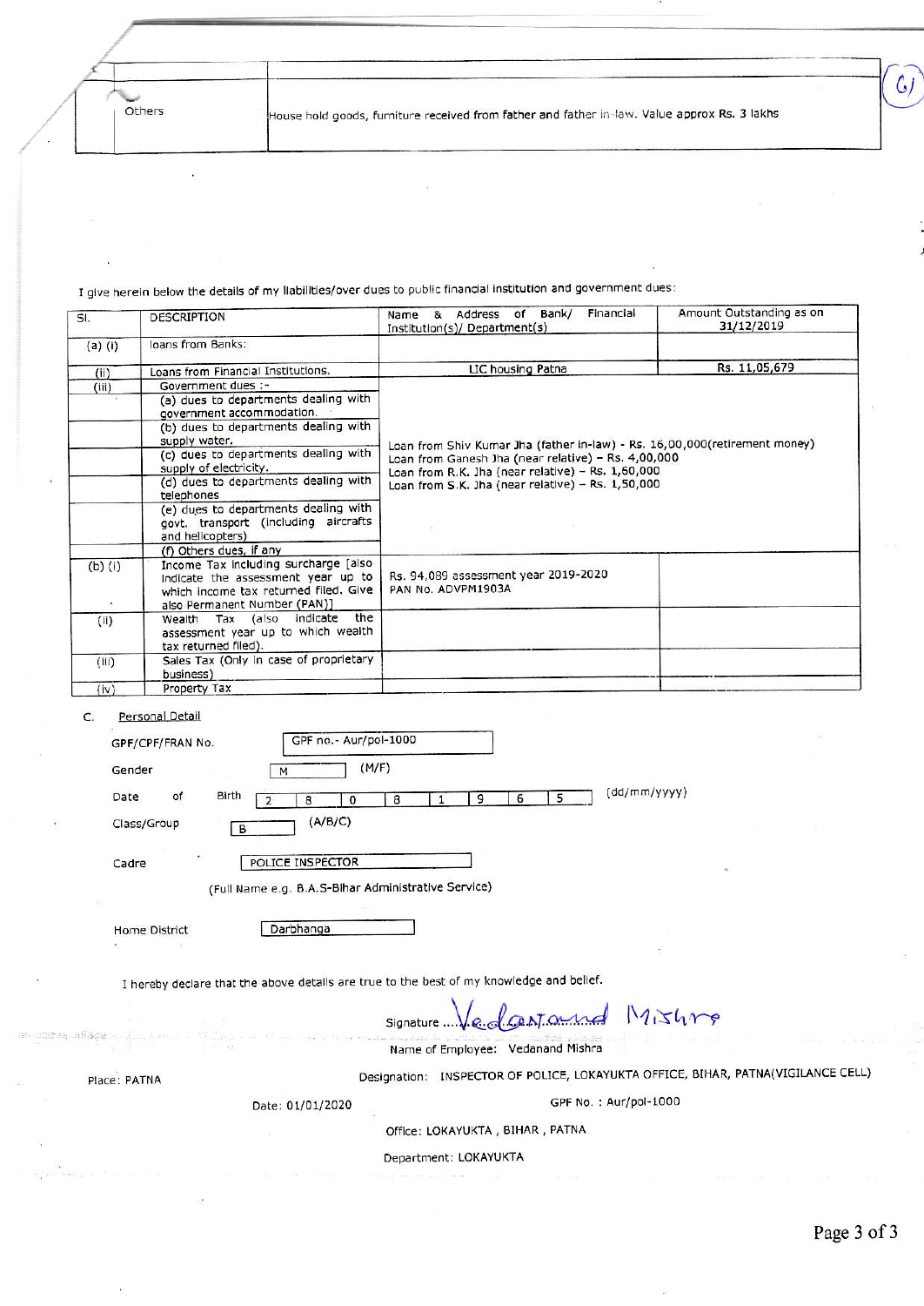| | |
|---|---|
| Others | House hold goods, furniture received from father and father in-law. Value approx Rs. 3 lakhs |

I give herein below the details of my liabilities/over dues to public financial institution and government dues:

| SI. | DESCRIPTION | Name & Address of Bank/ Financial Institution(s)/ Department(s) | Amount Outstanding as on 31/12/2019 |
|---|---|---|---|
| (a) (i) | loans from Banks: | | |
| (ii) | Loans from Financial Institutions. | LIC housing Patna | Rs. 11,05,679 |
| (iii) | Government dues :- | Loan from Shiv Kumar Jha (father in-law) - Rs. 16,00,000(retirement money)<br>Loan from Ganesh Jha (near relative) – Rs. 4,00,000<br>Loan from R.K. Jha (near relative) – Rs. 1,50,000<br>Loan from S.K. Jha (near relative) – Rs. 1,50,000 | |
| | (a) dues to departments dealing with government accommodation. | | |
| | (b) dues to departments dealing with supply water. | | |
| | (c) dues to departments dealing with supply of electricity. | | |
| | (d) dues to departments dealing with telephones | | |
| | (e) dues to departments dealing with govt. transport (including aircrafts and helicopters) | | |
| | (f) Others dues, if any | | |
| (b) (i) | Income Tax including surcharge [also indicate the assessment year up to which income tax returned filed. Give also Permanent Number (PAN)] | Rs. 94,089 assessment year 2019-2020<br>PAN No. ADVPM1903A | |
| (ii) | Wealth Tax (also indicate the assessment year up to which wealth tax returned filed). | | |
| (iii) | Sales Tax (Only in case of proprietary business) | | |
| (iv) | Property Tax | | |

C. Personal Detail

GPF/CPF/FRAN No. GPF no.- Aur/pol-1000

Gender M (M/F)

Date of Birth 2 8 0 8 1 9 6 5 (dd/mm/yyyy)

Class/Group B (A/B/C)

Cadre POLICE INSPECTOR

(Full Name e.g. B.A.S-Bihar Administrative Service)

Home District Darbhanga

I hereby declare that the above details are true to the best of my knowledge and belief.

Signature ...Vedanand Mishra

Name of Employee: Vedanand Mishra

Place: PATNA

Designation: INSPECTOR OF POLICE, LOKAYUKTA OFFICE, BIHAR, PATNA(VIGILANCE CELL)

Date: 01/01/2020

GPF No. : Aur/pol-1000

Office: LOKAYUKTA , BIHAR , PATNA

Department: LOKAYUKTA